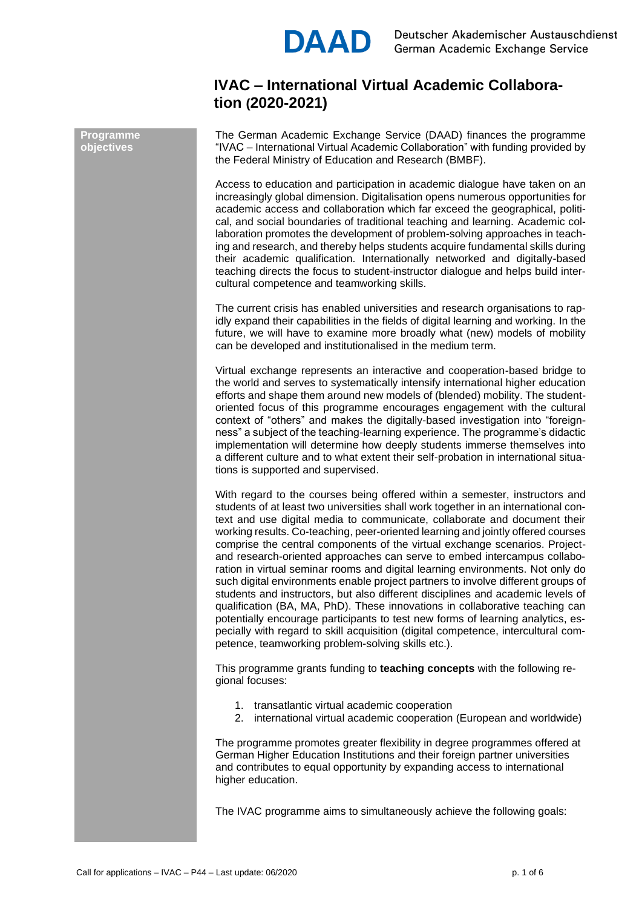DAAD Deutscher Akademischer Austauschdienst German Academic Exchange Service

# IVAC – International Virtual Academic Collaboration (2020-2021)

## Programme objectives

The German Academic Exchange Service (DAAD) finances the programme "IVAC – International Virtual Academic Collaboration" with funding provided by the Federal Ministry of Education and Research (BMBF).

Access to education and participation in academic dialogue have taken on an increasingly global dimension. Digitalisation opens numerous opportunities for academic access and collaboration which far exceed the geographical, political, and social boundaries of traditional teaching and learning. Academic collaboration promotes the development of problem-solving approaches in teaching and research, and thereby helps students acquire fundamental skills during their academic qualification. Internationally networked and digitally-based teaching directs the focus to student-instructor dialogue and helps build intercultural competence and teamworking skills.

The current crisis has enabled universities and research organisations to rapidly expand their capabilities in the fields of digital learning and working. In the future, we will have to examine more broadly what (new) models of mobility can be developed and institutionalised in the medium term.

Virtual exchange represents an interactive and cooperation-based bridge to the world and serves to systematically intensify international higher education efforts and shape them around new models of (blended) mobility. The student-oriented focus of this programme encourages engagement with the cultural context of "others" and makes the digitally-based investigation into "foreignness" a subject of the teaching-learning experience. The programme's didactic implementation will determine how deeply students immerse themselves into a different culture and to what extent their self-probation in international situations is supported and supervised.

With regard to the courses being offered within a semester, instructors and students of at least two universities shall work together in an international context and use digital media to communicate, collaborate and document their working results. Co-teaching, peer-oriented learning and jointly offered courses comprise the central components of the virtual exchange scenarios. Project- and research-oriented approaches can serve to embed intercampus collaboration in virtual seminar rooms and digital learning environments. Not only do such digital environments enable project partners to involve different groups of students and instructors, but also different disciplines and academic levels of qualification (BA, MA, PhD). These innovations in collaborative teaching can potentially encourage participants to test new forms of learning analytics, especially with regard to skill acquisition (digital competence, intercultural competence, teamworking problem-solving skills etc.).

This programme grants funding to **teaching concepts** with the following regional focuses:

1. transatlantic virtual academic cooperation
2. international virtual academic cooperation (European and worldwide)

The programme promotes greater flexibility in degree programmes offered at German Higher Education Institutions and their foreign partner universities and contributes to equal opportunity by expanding access to international higher education.

The IVAC programme aims to simultaneously achieve the following goals: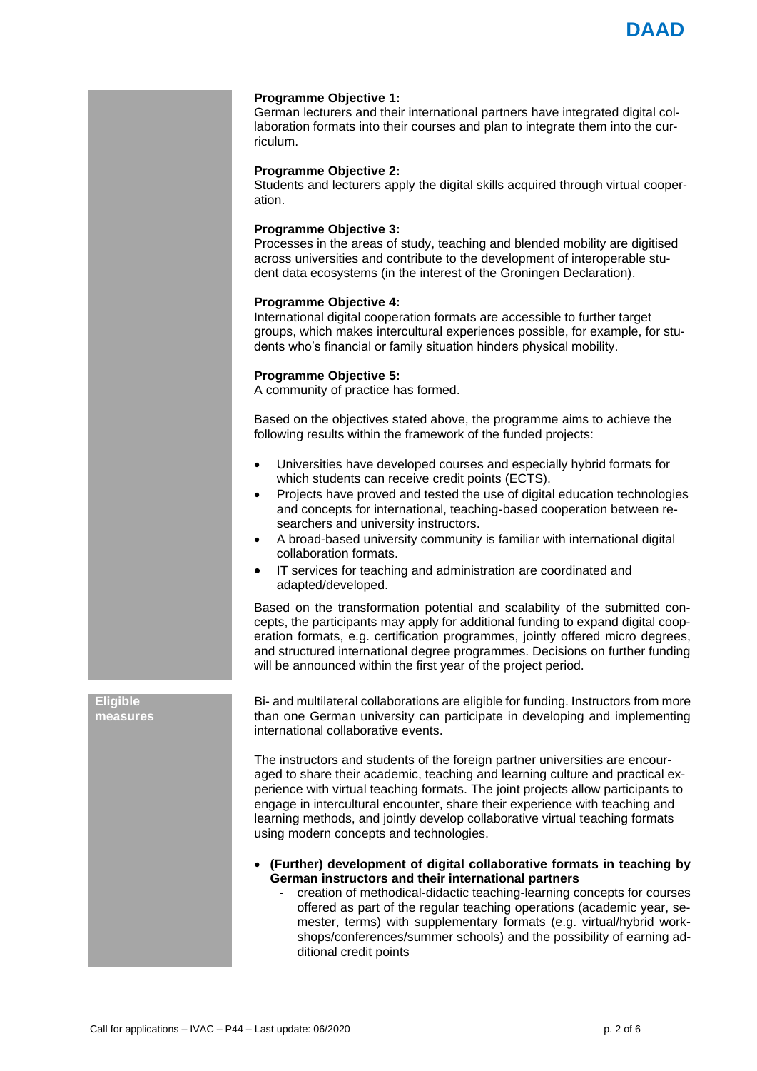**Programme Objective 1:**
German lecturers and their international partners have integrated digital collaboration formats into their courses and plan to integrate them into the curriculum.

**Programme Objective 2:**
Students and lecturers apply the digital skills acquired through virtual cooperation.

**Programme Objective 3:**
Processes in the areas of study, teaching and blended mobility are digitised across universities and contribute to the development of interoperable student data ecosystems (in the interest of the Groningen Declaration).

**Programme Objective 4:**
International digital cooperation formats are accessible to further target groups, which makes intercultural experiences possible, for example, for students who's financial or family situation hinders physical mobility.

**Programme Objective 5:**
A community of practice has formed.

Based on the objectives stated above, the programme aims to achieve the following results within the framework of the funded projects:

- Universities have developed courses and especially hybrid formats for which students can receive credit points (ECTS).
- Projects have proved and tested the use of digital education technologies and concepts for international, teaching-based cooperation between researchers and university instructors.
- A broad-based university community is familiar with international digital collaboration formats.
- IT services for teaching and administration are coordinated and adapted/developed.

Based on the transformation potential and scalability of the submitted concepts, the participants may apply for additional funding to expand digital cooperation formats, e.g. certification programmes, jointly offered micro degrees, and structured international degree programmes. Decisions on further funding will be announced within the first year of the project period.

## Eligible measures

Bi- and multilateral collaborations are eligible for funding. Instructors from more than one German university can participate in developing and implementing international collaborative events.

The instructors and students of the foreign partner universities are encouraged to share their academic, teaching and learning culture and practical experience with virtual teaching formats. The joint projects allow participants to engage in intercultural encounter, share their experience with teaching and learning methods, and jointly develop collaborative virtual teaching formats using modern concepts and technologies.

- **(Further) development of digital collaborative formats in teaching by German instructors and their international partners**
  - creation of methodical-didactic teaching-learning concepts for courses offered as part of the regular teaching operations (academic year, semester, terms) with supplementary formats (e.g. virtual/hybrid workshops/conferences/summer schools) and the possibility of earning additional credit points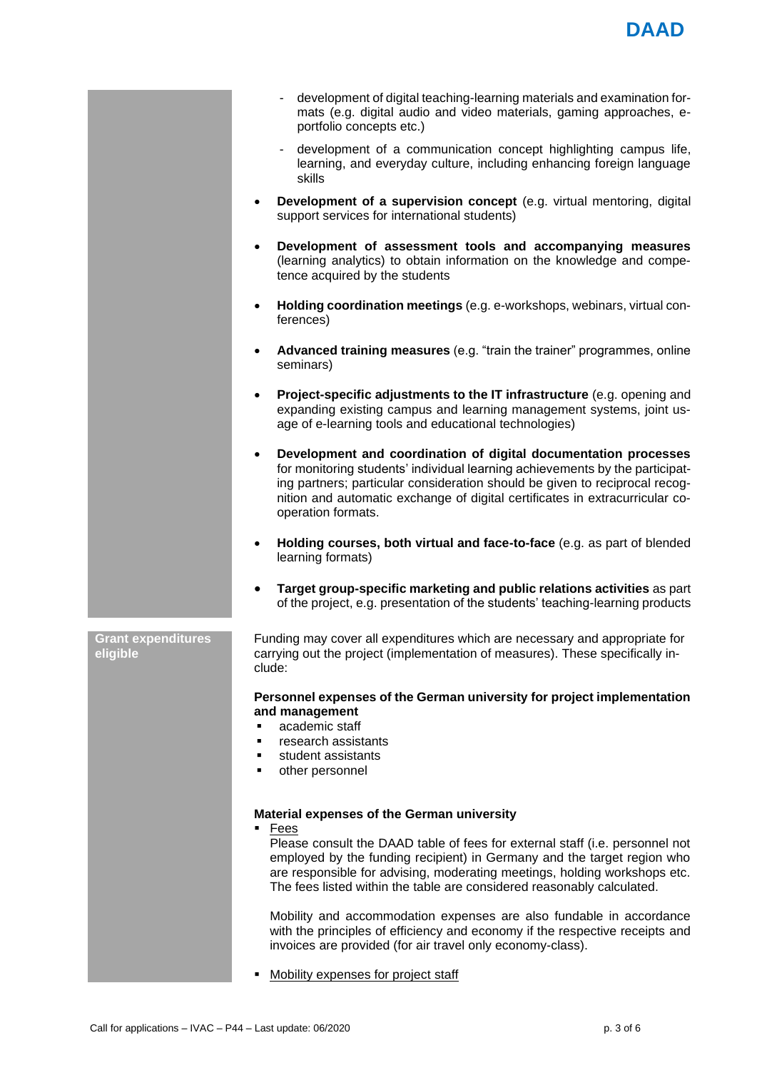- development of digital teaching-learning materials and examination formats (e.g. digital audio and video materials, gaming approaches, e-portfolio concepts etc.)
- development of a communication concept highlighting campus life, learning, and everyday culture, including enhancing foreign language skills

- **Development of a supervision concept** (e.g. virtual mentoring, digital support services for international students)
- **Development of assessment tools and accompanying measures** (learning analytics) to obtain information on the knowledge and competence acquired by the students
- **Holding coordination meetings** (e.g. e-workshops, webinars, virtual conferences)
- **Advanced training measures** (e.g. "train the trainer" programmes, online seminars)
- **Project-specific adjustments to the IT infrastructure** (e.g. opening and expanding existing campus and learning management systems, joint usage of e-learning tools and educational technologies)
- **Development and coordination of digital documentation processes** for monitoring students' individual learning achievements by the participating partners; particular consideration should be given to reciprocal recognition and automatic exchange of digital certificates in extracurricular cooperation formats.
- **Holding courses, both virtual and face-to-face** (e.g. as part of blended learning formats)
- **Target group-specific marketing and public relations activities** as part of the project, e.g. presentation of the students' teaching-learning products

**Grant expenditures eligible**

Funding may cover all expenditures which are necessary and appropriate for carrying out the project (implementation of measures). These specifically include:

**Personnel expenses of the German university for project implementation and management**

- academic staff
- research assistants
- student assistants
- other personnel

**Material expenses of the German university**

- Fees

  Please consult the DAAD table of fees for external staff (i.e. personnel not employed by the funding recipient) in Germany and the target region who are responsible for advising, moderating meetings, holding workshops etc. The fees listed within the table are considered reasonably calculated.

  Mobility and accommodation expenses are also fundable in accordance with the principles of efficiency and economy if the respective receipts and invoices are provided (for air travel only economy-class).

- Mobility expenses for project staff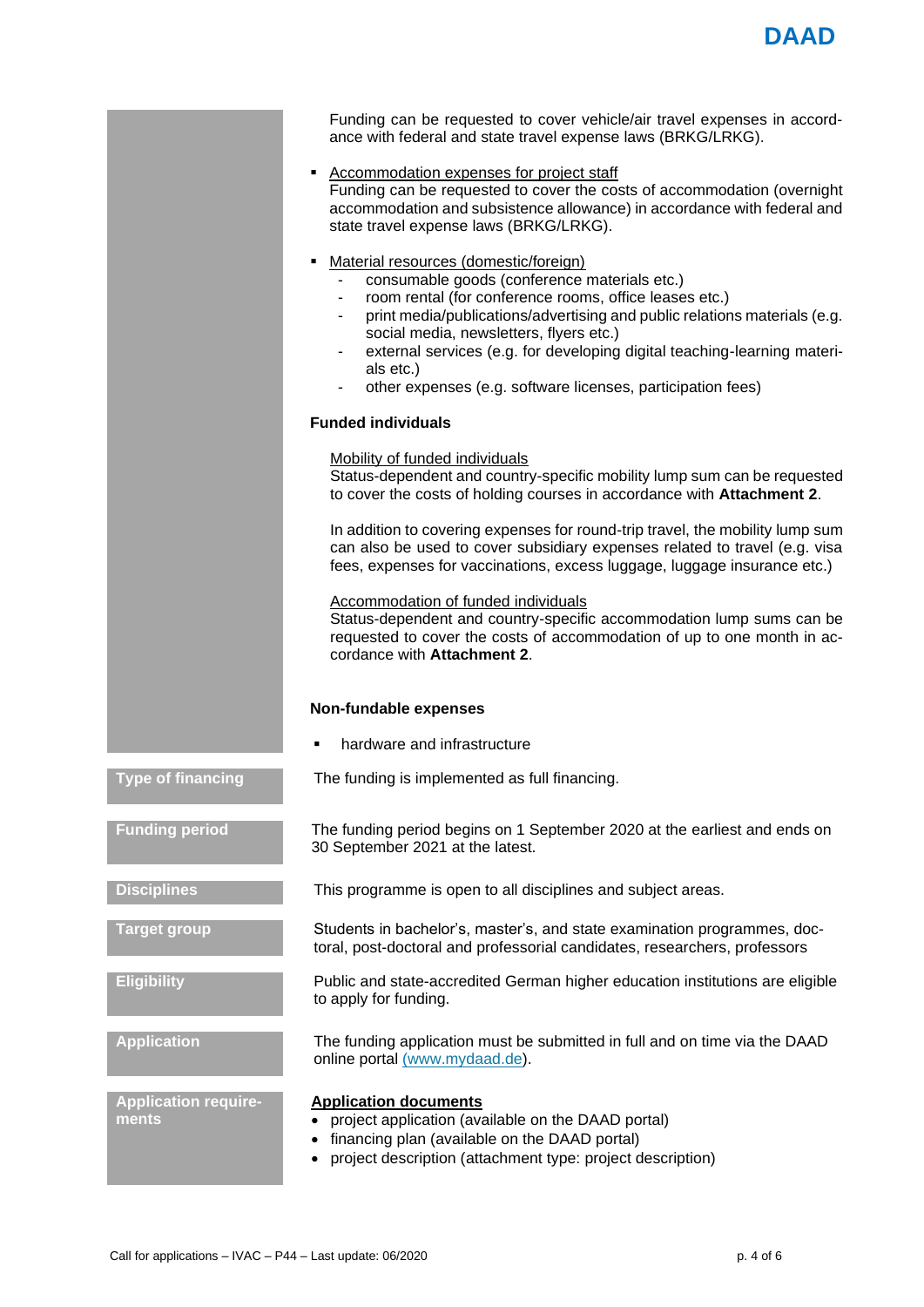Funding can be requested to cover vehicle/air travel expenses in accordance with federal and state travel expense laws (BRKG/LRKG).

- Accommodation expenses for project staff
  Funding can be requested to cover the costs of accommodation (overnight accommodation and subsistence allowance) in accordance with federal and state travel expense laws (BRKG/LRKG).

- Material resources (domestic/foreign)
  - consumable goods (conference materials etc.)
  - room rental (for conference rooms, office leases etc.)
  - print media/publications/advertising and public relations materials (e.g. social media, newsletters, flyers etc.)
  - external services (e.g. for developing digital teaching-learning materials etc.)
  - other expenses (e.g. software licenses, participation fees)

**Funded individuals**

Mobility of funded individuals
Status-dependent and country-specific mobility lump sum can be requested to cover the costs of holding courses in accordance with **Attachment 2**.

In addition to covering expenses for round-trip travel, the mobility lump sum can also be used to cover subsidiary expenses related to travel (e.g. visa fees, expenses for vaccinations, excess luggage, luggage insurance etc.)

Accommodation of funded individuals
Status-dependent and country-specific accommodation lump sums can be requested to cover the costs of accommodation of up to one month in accordance with **Attachment 2**.

**Non-fundable expenses**

- hardware and infrastructure

**Type of financing**

The funding is implemented as full financing.

**Funding period**

The funding period begins on 1 September 2020 at the earliest and ends on 30 September 2021 at the latest.

**Disciplines**

This programme is open to all disciplines and subject areas.

**Target group**

Students in bachelor's, master's, and state examination programmes, doctoral, post-doctoral and professorial candidates, researchers, professors

**Eligibility**

Public and state-accredited German higher education institutions are eligible to apply for funding.

**Application**

The funding application must be submitted in full and on time via the DAAD online portal (www.mydaad.de).

**Application requirements**

**Application documents**
- project application (available on the DAAD portal)
- financing plan (available on the DAAD portal)
- project description (attachment type: project description)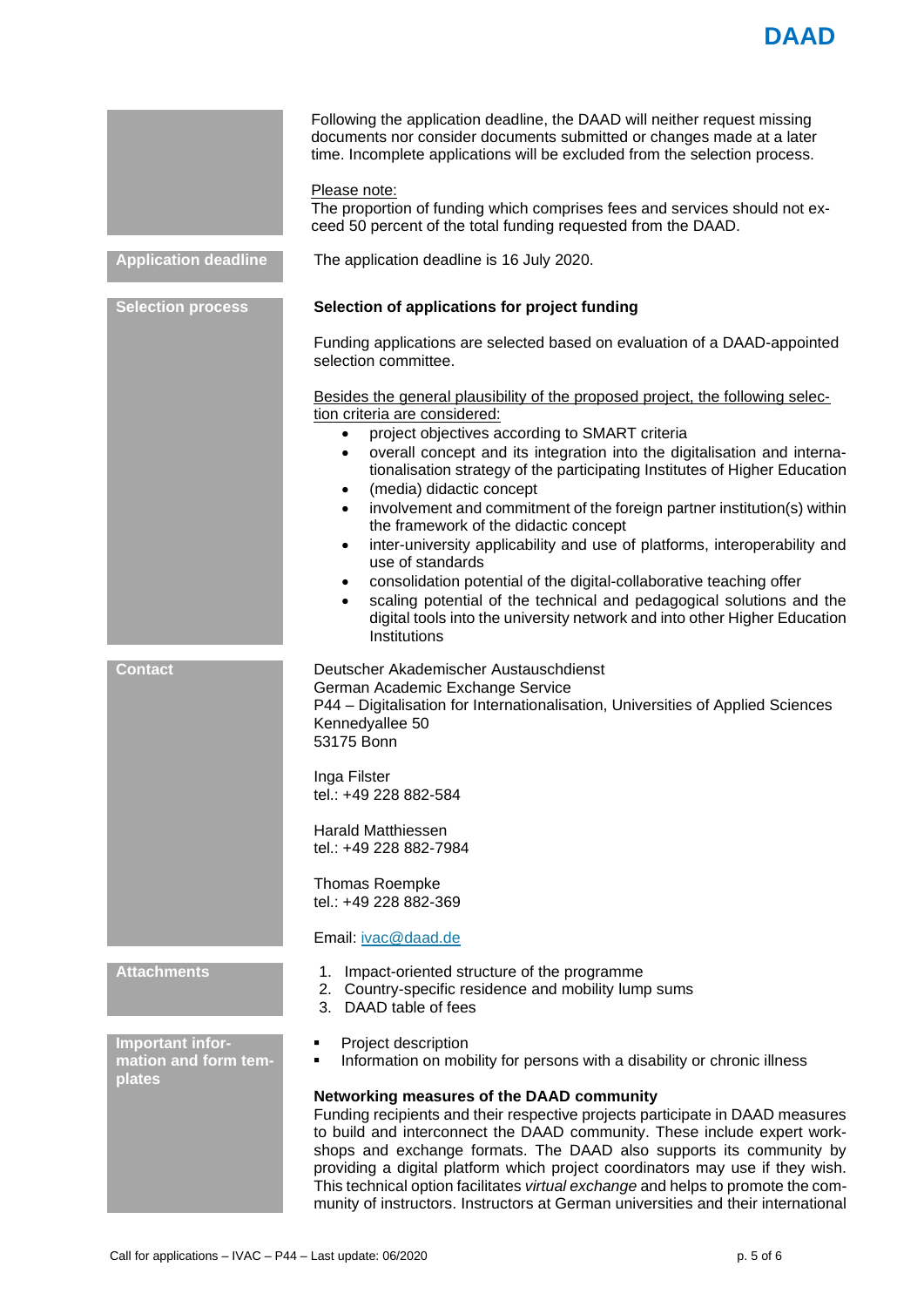Following the application deadline, the DAAD will neither request missing documents nor consider documents submitted or changes made at a later time. Incomplete applications will be excluded from the selection process.

Please note:
The proportion of funding which comprises fees and services should not exceed 50 percent of the total funding requested from the DAAD.

## Application deadline

The application deadline is 16 July 2020.

## Selection process

**Selection of applications for project funding**

Funding applications are selected based on evaluation of a DAAD-appointed selection committee.

Besides the general plausibility of the proposed project, the following selection criteria are considered:

- project objectives according to SMART criteria
- overall concept and its integration into the digitalisation and internationalisation strategy of the participating Institutes of Higher Education
- (media) didactic concept
- involvement and commitment of the foreign partner institution(s) within the framework of the didactic concept
- inter-university applicability and use of platforms, interoperability and use of standards
- consolidation potential of the digital-collaborative teaching offer
- scaling potential of the technical and pedagogical solutions and the digital tools into the university network and into other Higher Education Institutions

## Contact

Deutscher Akademischer Austauschdienst
German Academic Exchange Service
P44 – Digitalisation for Internationalisation, Universities of Applied Sciences
Kennedyallee 50
53175 Bonn

Inga Filster
tel.: +49 228 882-584

Harald Matthiessen
tel.: +49 228 882-7984

Thomas Roempke
tel.: +49 228 882-369

Email: ivac@daad.de

## Attachments

1. Impact-oriented structure of the programme
2. Country-specific residence and mobility lump sums
3. DAAD table of fees

## Important information and form templates

- Project description
- Information on mobility for persons with a disability or chronic illness

**Networking measures of the DAAD community**

Funding recipients and their respective projects participate in DAAD measures to build and interconnect the DAAD community. These include expert workshops and exchange formats. The DAAD also supports its community by providing a digital platform which project coordinators may use if they wish. This technical option facilitates *virtual exchange* and helps to promote the community of instructors. Instructors at German universities and their international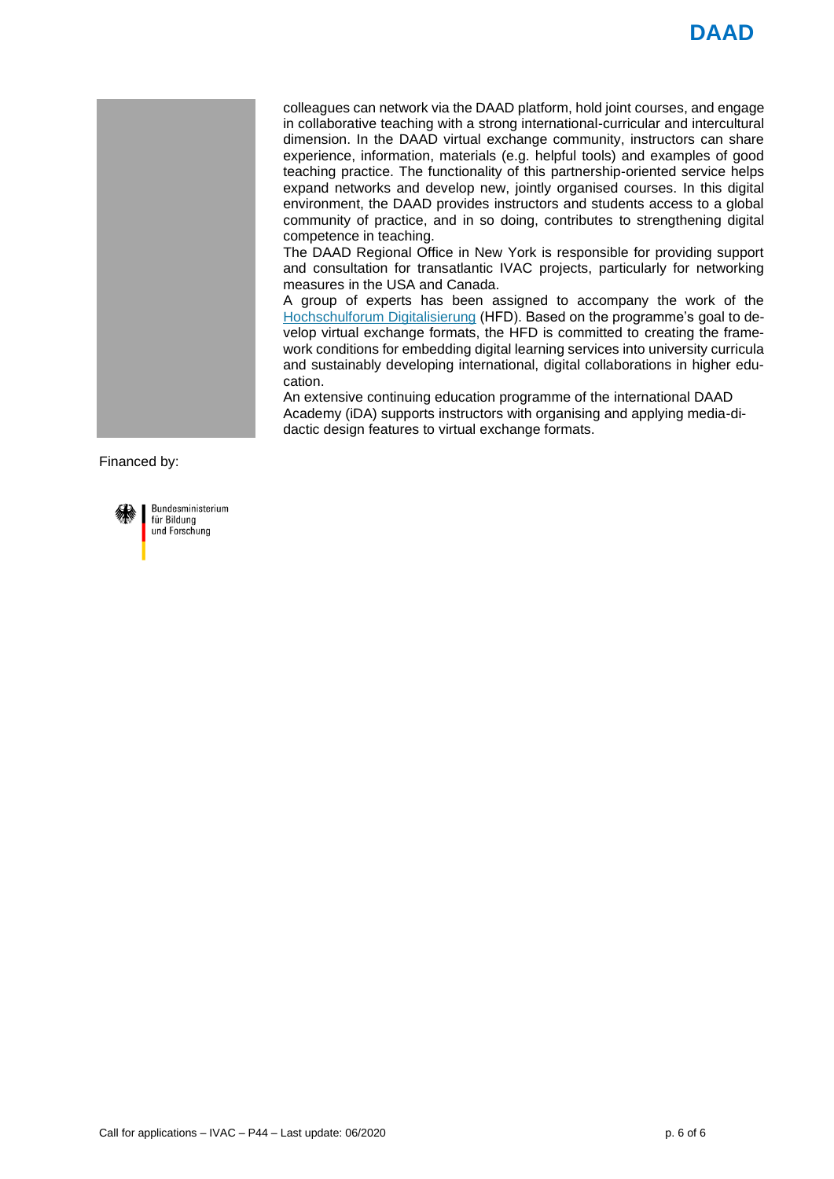colleagues can network via the DAAD platform, hold joint courses, and engage in collaborative teaching with a strong international-curricular and intercultural dimension. In the DAAD virtual exchange community, instructors can share experience, information, materials (e.g. helpful tools) and examples of good teaching practice. The functionality of this partnership-oriented service helps expand networks and develop new, jointly organised courses. In this digital environment, the DAAD provides instructors and students access to a global community of practice, and in so doing, contributes to strengthening digital competence in teaching.

The DAAD Regional Office in New York is responsible for providing support and consultation for transatlantic IVAC projects, particularly for networking measures in the USA and Canada.

A group of experts has been assigned to accompany the work of the Hochschulforum Digitalisierung (HFD). Based on the programme's goal to develop virtual exchange formats, the HFD is committed to creating the framework conditions for embedding digital learning services into university curricula and sustainably developing international, digital collaborations in higher education.

An extensive continuing education programme of the international DAAD Academy (iDA) supports instructors with organising and applying media-didactic design features to virtual exchange formats.

Financed by:

Bundesministerium für Bildung und Forschung